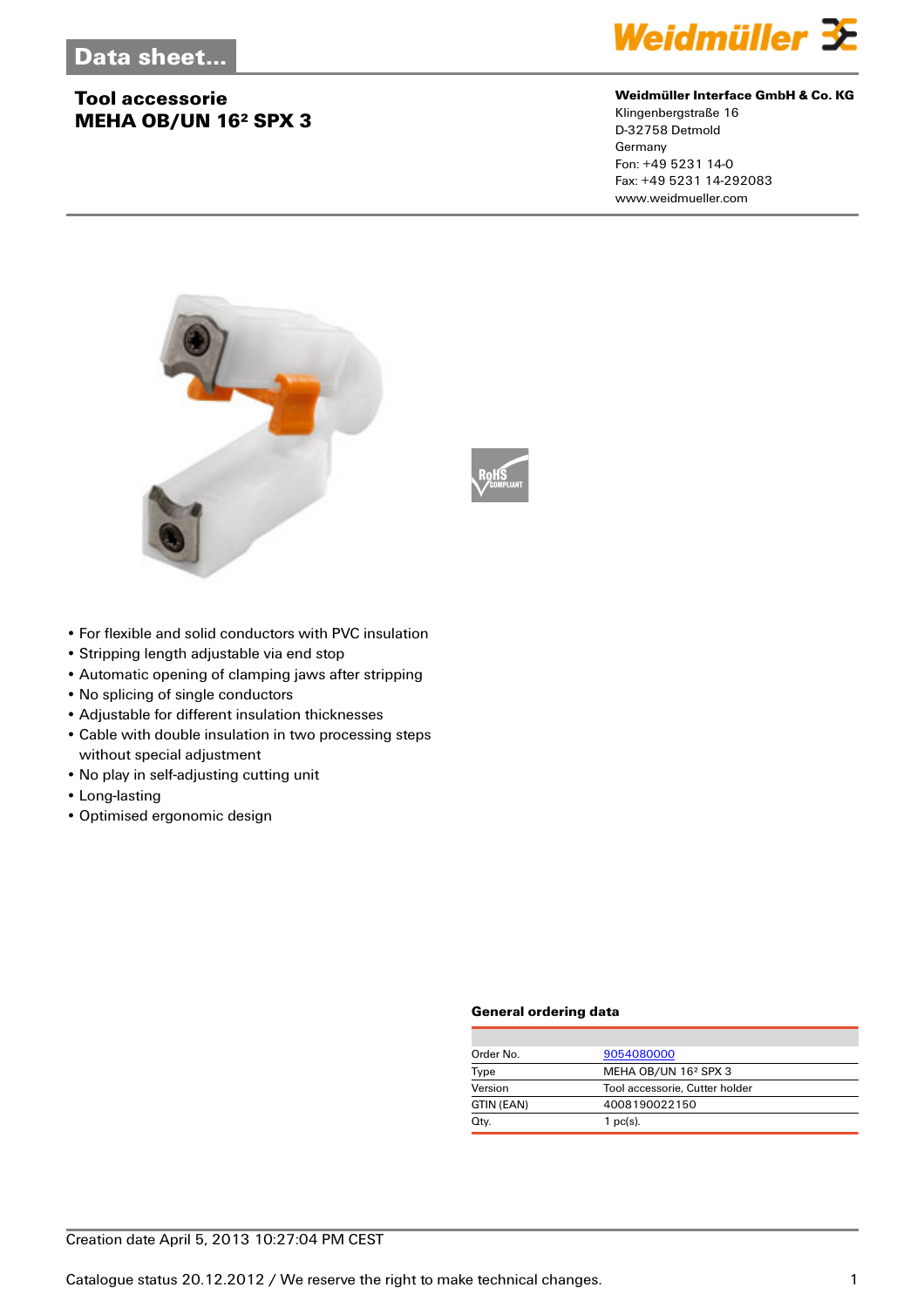# Data sheet...

## Tool accessorie
## MEHA OB/UN 16² SPX 3

**Weidmüller Interface GmbH & Co. KG**
Klingenbergstraße 16
D-32758 Detmold
Germany
Fon: +49 5231 14-0
Fax: +49 5231 14-292083
www.weidmueller.com

- For flexible and solid conductors with PVC insulation
- Stripping length adjustable via end stop
- Automatic opening of clamping jaws after stripping
- No splicing of single conductors
- Adjustable for different insulation thicknesses
- Cable with double insulation in two processing steps without special adjustment
- No play in self-adjusting cutting unit
- Long-lasting
- Optimised ergonomic design

### General ordering data

| | |
|---|---|
| Order No. | 9054080000 |
| Type | MEHA OB/UN 16² SPX 3 |
| Version | Tool accessorie, Cutter holder |
| GTIN (EAN) | 4008190022150 |
| Qty. | 1 pc(s). |

Creation date April 5, 2013 10:27:04 PM CEST

Catalogue status 20.12.2012 / We reserve the right to make technical changes.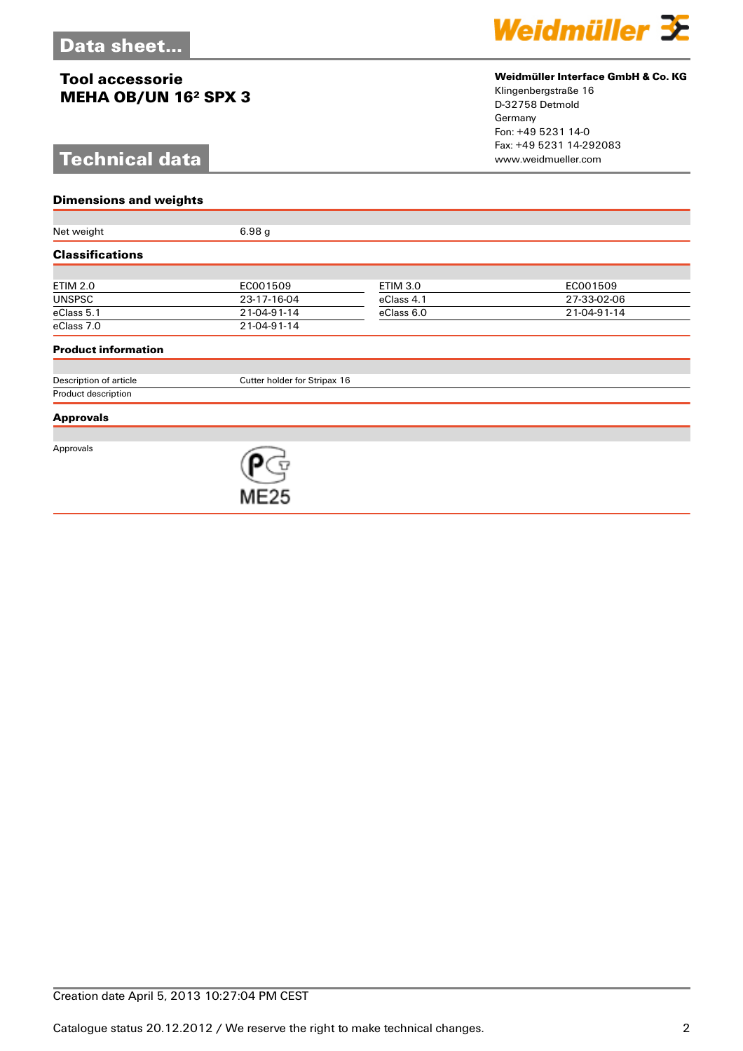# Data sheet...

## Tool accessorie
## MEHA OB/UN 16² SPX 3

**Weidmüller Interface GmbH & Co. KG**
Klingenbergstraße 16
D-32758 Detmold
Germany
Fon: +49 5231 14-0
Fax: +49 5231 14-292083
www.weidmueller.com

# Technical data

### Dimensions and weights

| | |
|---|---|
| Net weight | 6.98 g |

### Classifications

| | | | |
|---|---|---|---|
| ETIM 2.0 | EC001509 | ETIM 3.0 | EC001509 |
| UNSPSC | 23-17-16-04 | eClass 4.1 | 27-33-02-06 |
| eClass 5.1 | 21-04-91-14 | eClass 6.0 | 21-04-91-14 |
| eClass 7.0 | 21-04-91-14 | | |

### Product information

| | |
|---|---|
| Description of article | Cutter holder for Stripax 16 |
| Product description | |

### Approvals

| | |
|---|---|
| Approvals | ME25 |

Creation date April 5, 2013 10:27:04 PM CEST

Catalogue status 20.12.2012 / We reserve the right to make technical changes.